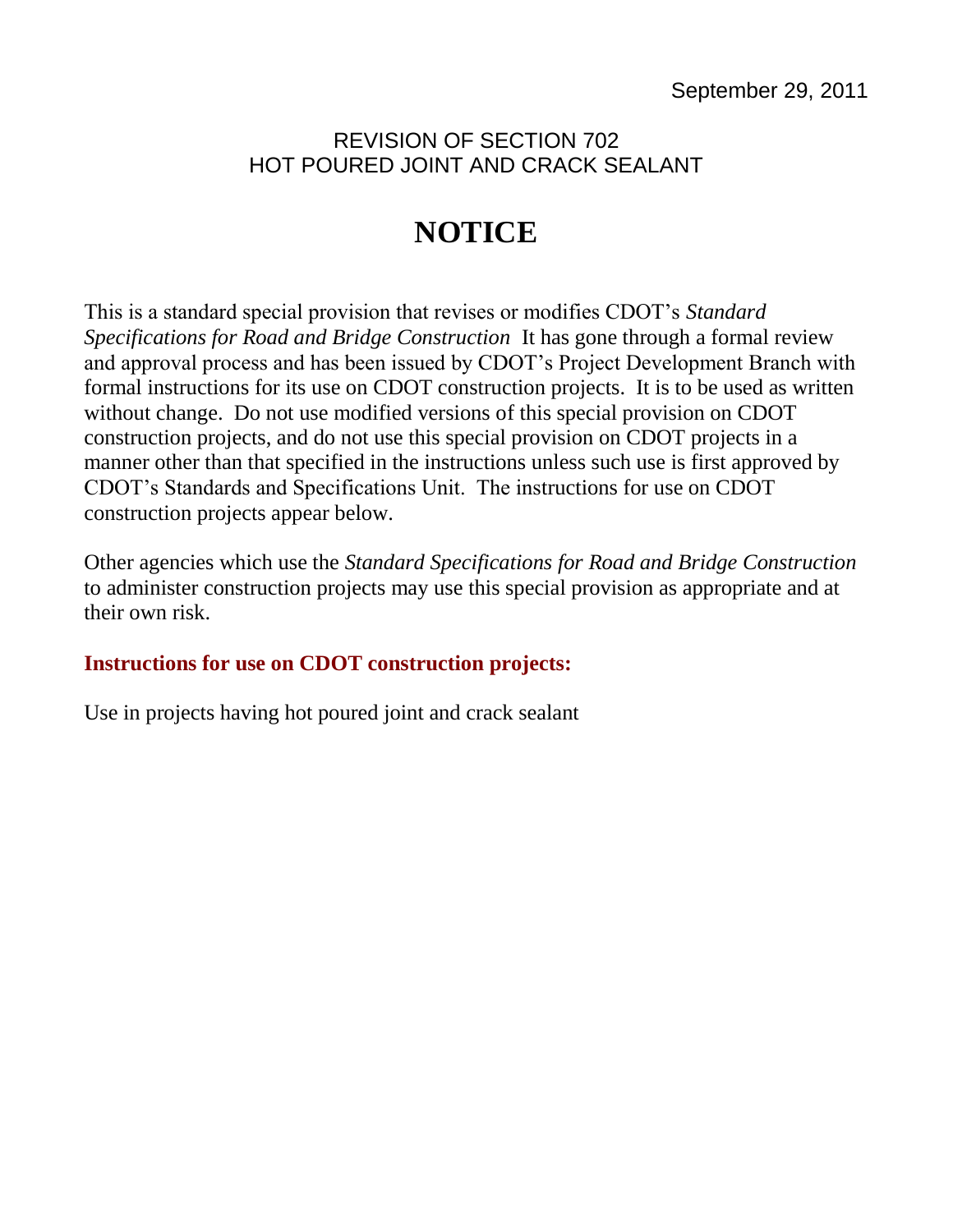September 29, 2011

REVISION OF SECTION 702
HOT POURED JOINT AND CRACK SEALANT

# NOTICE

This is a standard special provision that revises or modifies CDOT's *Standard Specifications for Road and Bridge Construction* It has gone through a formal review and approval process and has been issued by CDOT's Project Development Branch with formal instructions for its use on CDOT construction projects. It is to be used as written without change. Do not use modified versions of this special provision on CDOT construction projects, and do not use this special provision on CDOT projects in a manner other than that specified in the instructions unless such use is first approved by CDOT's Standards and Specifications Unit. The instructions for use on CDOT construction projects appear below.

Other agencies which use the *Standard Specifications for Road and Bridge Construction* to administer construction projects may use this special provision as appropriate and at their own risk.

**Instructions for use on CDOT construction projects:**

Use in projects having hot poured joint and crack sealant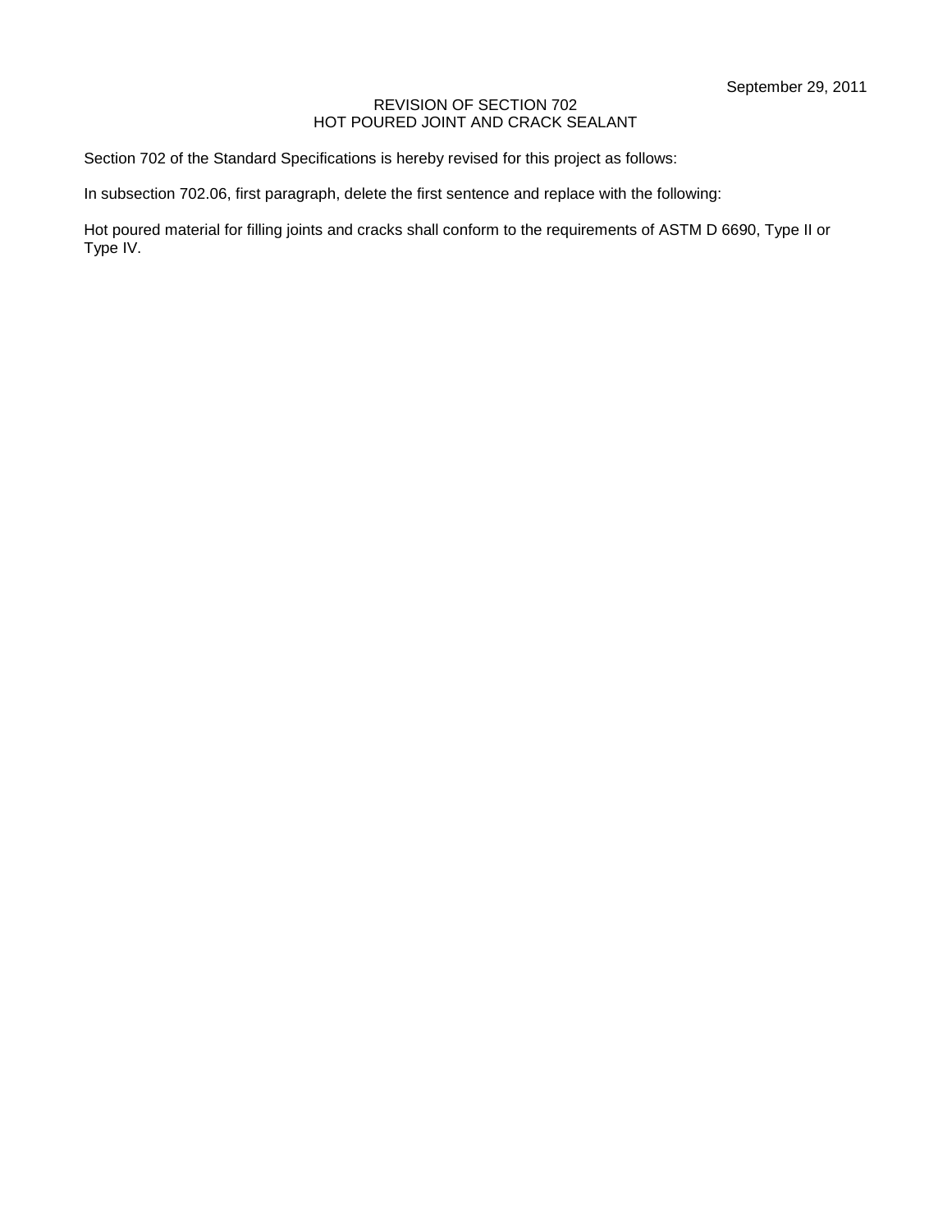September 29, 2011

# REVISION OF SECTION 702
# HOT POURED JOINT AND CRACK SEALANT

Section 702 of the Standard Specifications is hereby revised for this project as follows:

In subsection 702.06, first paragraph, delete the first sentence and replace with the following:

Hot poured material for filling joints and cracks shall conform to the requirements of ASTM D 6690, Type II or Type IV.